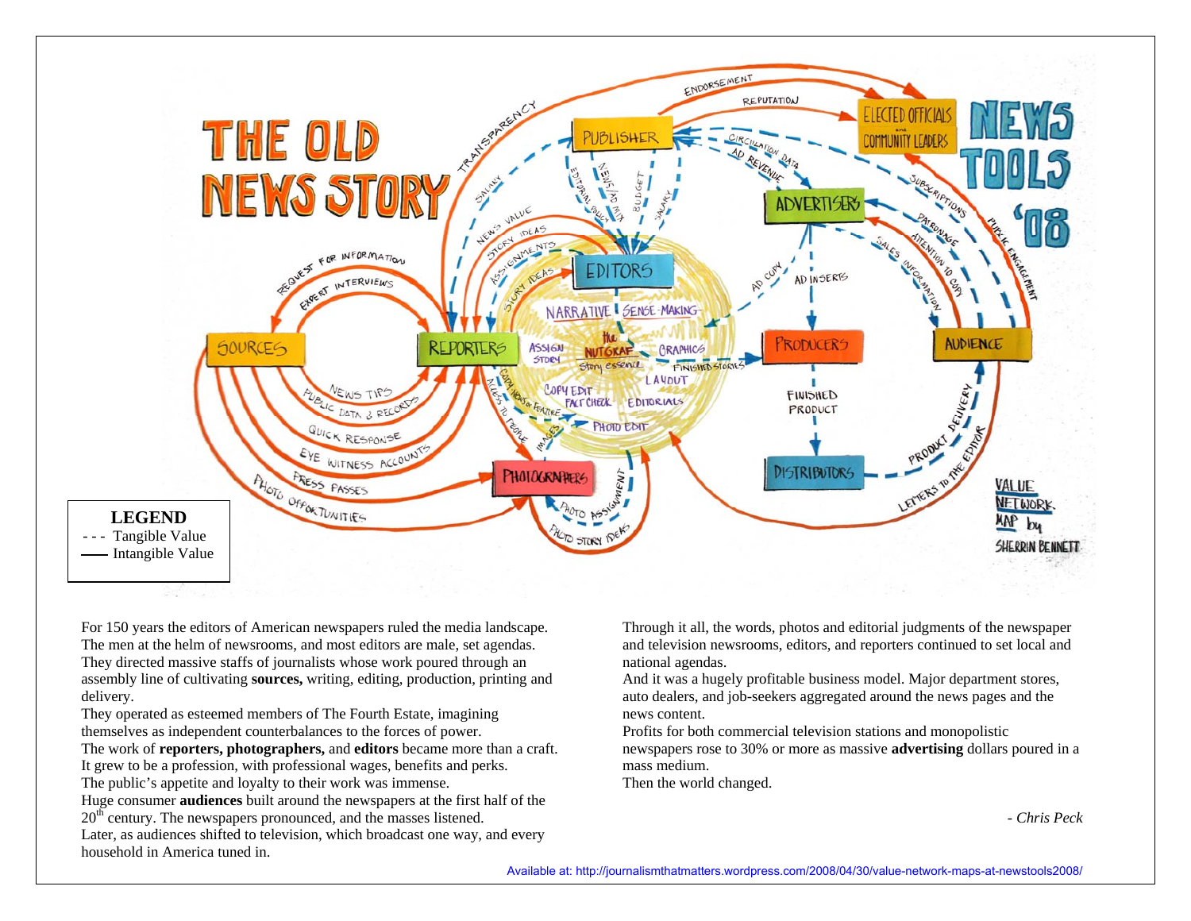# THE OLD NEWS STORY

**NEWS TOOLS '08**

VALUE NETWORK MAP by SHERRIN BENNETT

**LEGEND**

- - - Tangible Value
—— Intangible Value

For 150 years the editors of American newspapers ruled the media landscape. The men at the helm of newsrooms, and most editors are male, set agendas. They directed massive staffs of journalists whose work poured through an assembly line of cultivating **sources,** writing, editing, production, printing and delivery.

They operated as esteemed members of The Fourth Estate, imagining themselves as independent counterbalances to the forces of power.

The work of **reporters, photographers,** and **editors** became more than a craft. It grew to be a profession, with professional wages, benefits and perks.

The public's appetite and loyalty to their work was immense.

Huge consumer **audiences** built around the newspapers at the first half of the 20th century. The newspapers pronounced, and the masses listened.

Later, as audiences shifted to television, which broadcast one way, and every household in America tuned in.

Through it all, the words, photos and editorial judgments of the newspaper and television newsrooms, editors, and reporters continued to set local and national agendas.

And it was a hugely profitable business model. Major department stores, auto dealers, and job-seekers aggregated around the news pages and the news content.

Profits for both commercial television stations and monopolistic newspapers rose to 30% or more as massive **advertising** dollars poured in a mass medium.

Then the world changed.

*- Chris Peck*

Available at: http://journalismthatmatters.wordpress.com/2008/04/30/value-network-maps-at-newstools2008/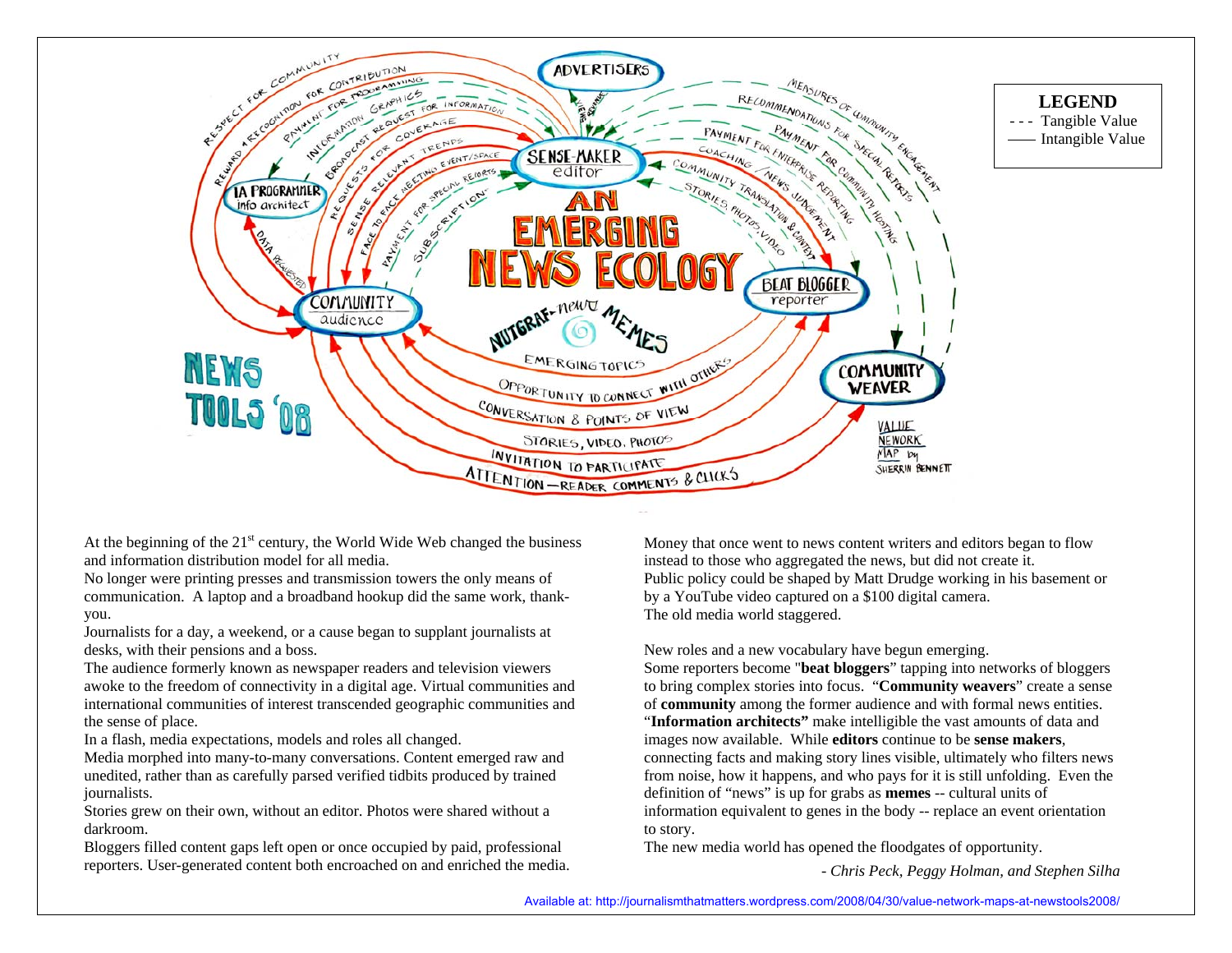**LEGEND**
- - - Tangible Value
—— Intangible Value

At the beginning of the 21st century, the World Wide Web changed the business and information distribution model for all media.
No longer were printing presses and transmission towers the only means of communication. A laptop and a broadband hookup did the same work, thank-you.
Journalists for a day, a weekend, or a cause began to supplant journalists at desks, with their pensions and a boss.
The audience formerly known as newspaper readers and television viewers awoke to the freedom of connectivity in a digital age. Virtual communities and international communities of interest transcended geographic communities and the sense of place.
In a flash, media expectations, models and roles all changed.
Media morphed into many-to-many conversations. Content emerged raw and unedited, rather than as carefully parsed verified tidbits produced by trained journalists.
Stories grew on their own, without an editor. Photos were shared without a darkroom.
Bloggers filled content gaps left open or once occupied by paid, professional reporters. User-generated content both encroached on and enriched the media.
Money that once went to news content writers and editors began to flow instead to those who aggregated the news, but did not create it.
Public policy could be shaped by Matt Drudge working in his basement or by a YouTube video captured on a $100 digital camera.
The old media world staggered.

New roles and a new vocabulary have begun emerging.
Some reporters become "**beat bloggers**" tapping into networks of bloggers to bring complex stories into focus. "**Community weavers**" create a sense of **community** among the former audience and with formal news entities. "**Information architects"** make intelligible the vast amounts of data and images now available. While **editors** continue to be **sense makers**, connecting facts and making story lines visible, ultimately who filters news from noise, how it happens, and who pays for it is still unfolding. Even the definition of "news" is up for grabs as **memes** -- cultural units of information equivalent to genes in the body -- replace an event orientation to story.
The new media world has opened the floodgates of opportunity.

*- Chris Peck, Peggy Holman, and Stephen Silha*

Available at: http://journalismthatmatters.wordpress.com/2008/04/30/value-network-maps-at-newstools2008/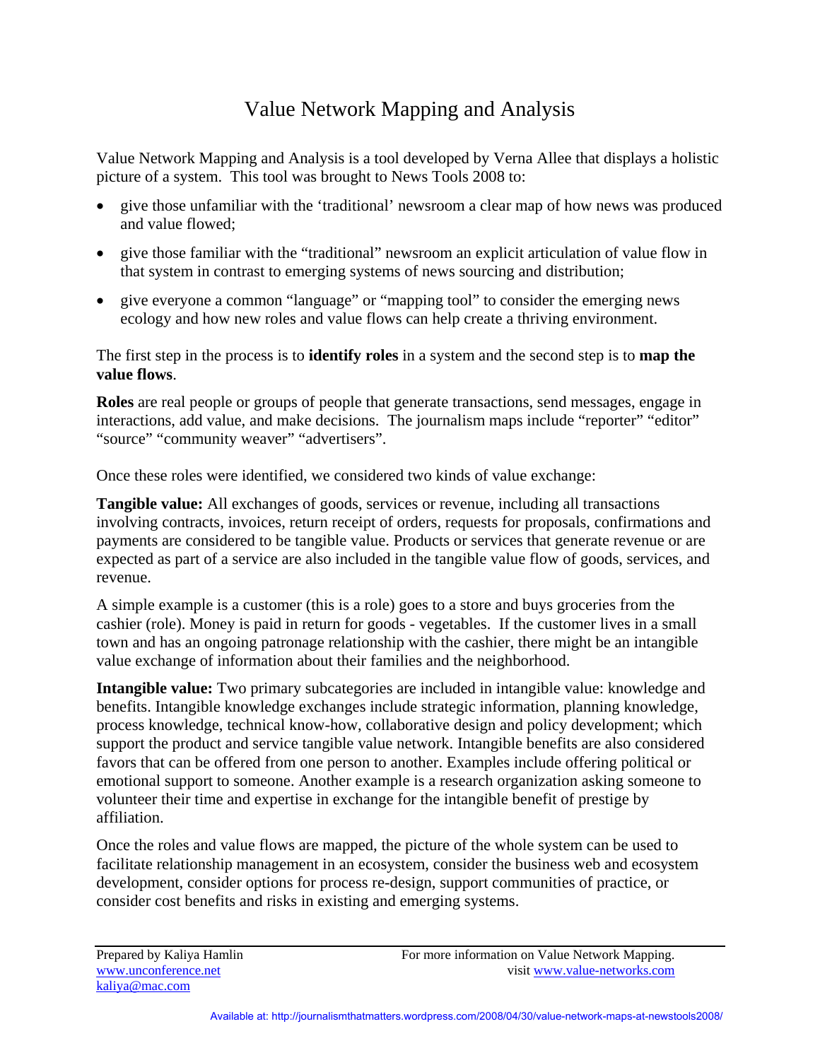# Value Network Mapping and Analysis

Value Network Mapping and Analysis is a tool developed by Verna Allee that displays a holistic picture of a system. This tool was brought to News Tools 2008 to:

- give those unfamiliar with the 'traditional' newsroom a clear map of how news was produced and value flowed;
- give those familiar with the "traditional" newsroom an explicit articulation of value flow in that system in contrast to emerging systems of news sourcing and distribution;
- give everyone a common "language" or "mapping tool" to consider the emerging news ecology and how new roles and value flows can help create a thriving environment.

The first step in the process is to **identify roles** in a system and the second step is to **map the value flows**.

**Roles** are real people or groups of people that generate transactions, send messages, engage in interactions, add value, and make decisions. The journalism maps include "reporter" "editor" "source" "community weaver" "advertisers".

Once these roles were identified, we considered two kinds of value exchange:

**Tangible value:** All exchanges of goods, services or revenue, including all transactions involving contracts, invoices, return receipt of orders, requests for proposals, confirmations and payments are considered to be tangible value. Products or services that generate revenue or are expected as part of a service are also included in the tangible value flow of goods, services, and revenue.

A simple example is a customer (this is a role) goes to a store and buys groceries from the cashier (role). Money is paid in return for goods - vegetables. If the customer lives in a small town and has an ongoing patronage relationship with the cashier, there might be an intangible value exchange of information about their families and the neighborhood.

**Intangible value:** Two primary subcategories are included in intangible value: knowledge and benefits. Intangible knowledge exchanges include strategic information, planning knowledge, process knowledge, technical know-how, collaborative design and policy development; which support the product and service tangible value network. Intangible benefits are also considered favors that can be offered from one person to another. Examples include offering political or emotional support to someone. Another example is a research organization asking someone to volunteer their time and expertise in exchange for the intangible benefit of prestige by affiliation.

Once the roles and value flows are mapped, the picture of the whole system can be used to facilitate relationship management in an ecosystem, consider the business web and ecosystem development, consider options for process re-design, support communities of practice, or consider cost benefits and risks in existing and emerging systems.

---

Prepared by Kaliya Hamlin
www.unconference.net
kaliya@mac.com

For more information on Value Network Mapping.
visit www.value-networks.com

Available at: http://journalismthatmatters.wordpress.com/2008/04/30/value-network-maps-at-newstools2008/